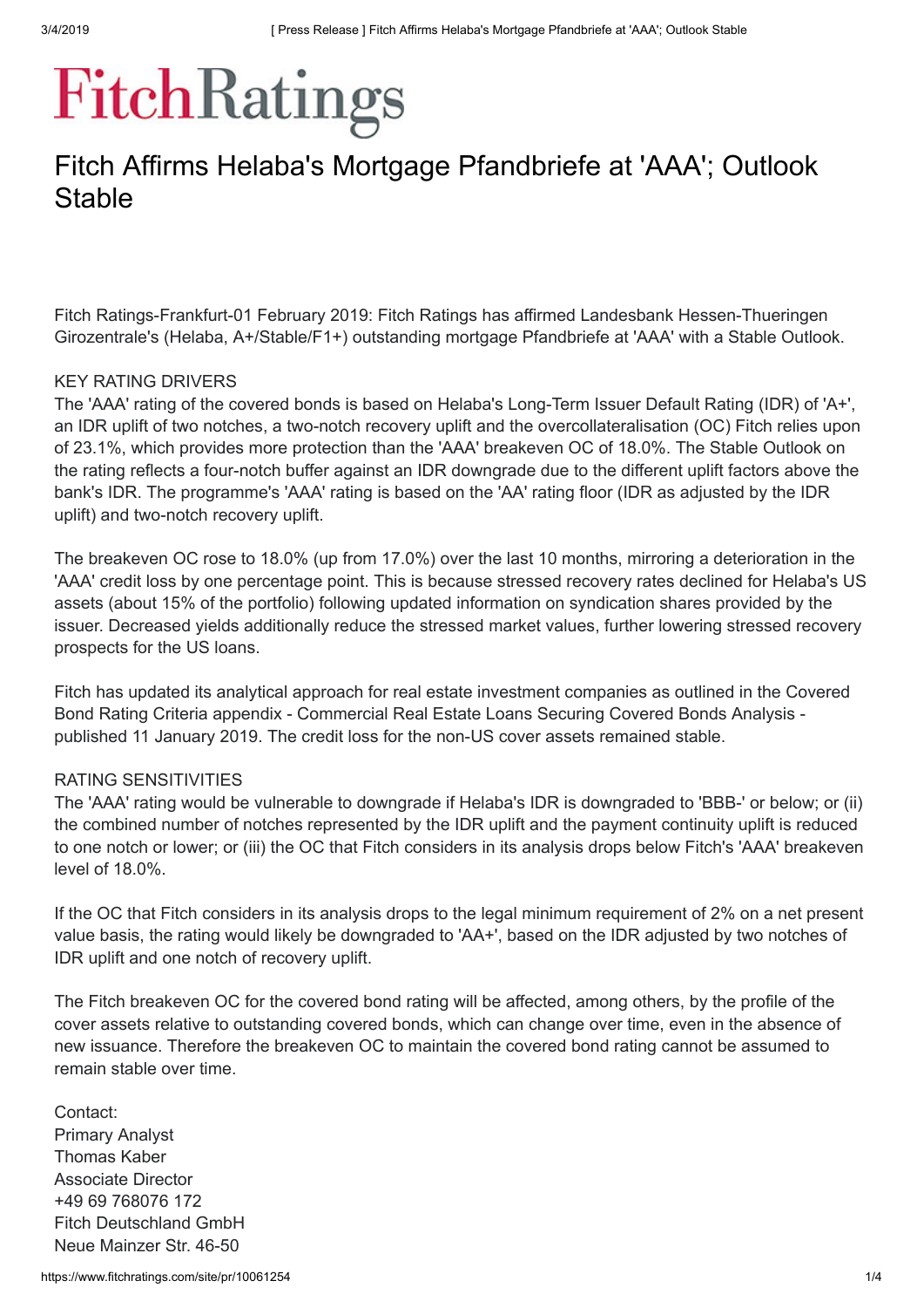# Fitch Ratings

# Fitch Affirms Helaba's Mortgage Pfandbriefe at 'AAA'; Outlook Stable

Fitch Ratings-Frankfurt-01 February 2019: Fitch Ratings has affirmed Landesbank Hessen-Thueringen Girozentrale's (Helaba, A+/Stable/F1+) outstanding mortgage Pfandbriefe at 'AAA' with a Stable Outlook.

KEY RATING DRIVERS

The 'AAA' rating of the covered bonds is based on Helaba's Long-Term Issuer Default Rating (IDR) of 'A+', an IDR uplift of two notches, a two-notch recovery uplift and the overcollateralisation (OC) Fitch relies upon of 23.1%, which provides more protection than the 'AAA' breakeven OC of 18.0%. The Stable Outlook on the rating reflects a four-notch buffer against an IDR downgrade due to the different uplift factors above the bank's IDR. The programme's 'AAA' rating is based on the 'AA' rating floor (IDR as adjusted by the IDR uplift) and two-notch recovery uplift.

The breakeven OC rose to 18.0% (up from 17.0%) over the last 10 months, mirroring a deterioration in the 'AAA' credit loss by one percentage point. This is because stressed recovery rates declined for Helaba's US assets (about 15% of the portfolio) following updated information on syndication shares provided by the issuer. Decreased yields additionally reduce the stressed market values, further lowering stressed recovery prospects for the US loans.

Fitch has updated its analytical approach for real estate investment companies as outlined in the Covered Bond Rating Criteria appendix - Commercial Real Estate Loans Securing Covered Bonds Analysis - published 11 January 2019. The credit loss for the non-US cover assets remained stable.

RATING SENSITIVITIES

The 'AAA' rating would be vulnerable to downgrade if Helaba's IDR is downgraded to 'BBB-' or below; or (ii) the combined number of notches represented by the IDR uplift and the payment continuity uplift is reduced to one notch or lower; or (iii) the OC that Fitch considers in its analysis drops below Fitch's 'AAA' breakeven level of 18.0%.

If the OC that Fitch considers in its analysis drops to the legal minimum requirement of 2% on a net present value basis, the rating would likely be downgraded to 'AA+', based on the IDR adjusted by two notches of IDR uplift and one notch of recovery uplift.

The Fitch breakeven OC for the covered bond rating will be affected, among others, by the profile of the cover assets relative to outstanding covered bonds, which can change over time, even in the absence of new issuance. Therefore the breakeven OC to maintain the covered bond rating cannot be assumed to remain stable over time.

Contact:
Primary Analyst
Thomas Kaber
Associate Director
+49 69 768076 172
Fitch Deutschland GmbH
Neue Mainzer Str. 46-50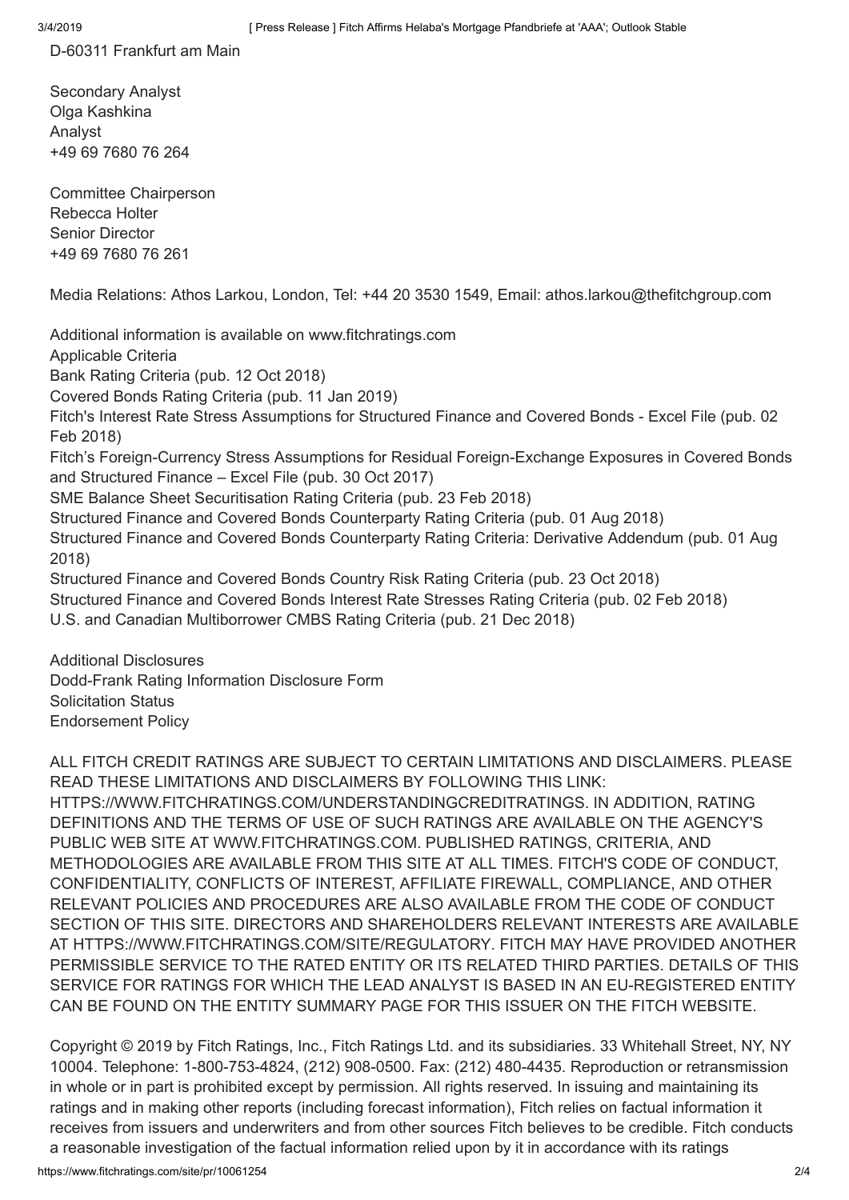D-60311 Frankfurt am Main

Secondary Analyst
Olga Kashkina
Analyst
+49 69 7680 76 264

Committee Chairperson
Rebecca Holter
Senior Director
+49 69 7680 76 261

Media Relations: Athos Larkou, London, Tel: +44 20 3530 1549, Email: athos.larkou@thefitchgroup.com

Additional information is available on www.fitchratings.com
Applicable Criteria
Bank Rating Criteria (pub. 12 Oct 2018)
Covered Bonds Rating Criteria (pub. 11 Jan 2019)
Fitch's Interest Rate Stress Assumptions for Structured Finance and Covered Bonds - Excel File (pub. 02 Feb 2018)
Fitch's Foreign-Currency Stress Assumptions for Residual Foreign-Exchange Exposures in Covered Bonds and Structured Finance – Excel File (pub. 30 Oct 2017)
SME Balance Sheet Securitisation Rating Criteria (pub. 23 Feb 2018)
Structured Finance and Covered Bonds Counterparty Rating Criteria (pub. 01 Aug 2018)
Structured Finance and Covered Bonds Counterparty Rating Criteria: Derivative Addendum (pub. 01 Aug 2018)
Structured Finance and Covered Bonds Country Risk Rating Criteria (pub. 23 Oct 2018)
Structured Finance and Covered Bonds Interest Rate Stresses Rating Criteria (pub. 02 Feb 2018)
U.S. and Canadian Multiborrower CMBS Rating Criteria (pub. 21 Dec 2018)

Additional Disclosures
Dodd-Frank Rating Information Disclosure Form
Solicitation Status
Endorsement Policy

ALL FITCH CREDIT RATINGS ARE SUBJECT TO CERTAIN LIMITATIONS AND DISCLAIMERS. PLEASE READ THESE LIMITATIONS AND DISCLAIMERS BY FOLLOWING THIS LINK: HTTPS://WWW.FITCHRATINGS.COM/UNDERSTANDINGCREDITRATINGS. IN ADDITION, RATING DEFINITIONS AND THE TERMS OF USE OF SUCH RATINGS ARE AVAILABLE ON THE AGENCY'S PUBLIC WEB SITE AT WWW.FITCHRATINGS.COM. PUBLISHED RATINGS, CRITERIA, AND METHODOLOGIES ARE AVAILABLE FROM THIS SITE AT ALL TIMES. FITCH'S CODE OF CONDUCT, CONFIDENTIALITY, CONFLICTS OF INTEREST, AFFILIATE FIREWALL, COMPLIANCE, AND OTHER RELEVANT POLICIES AND PROCEDURES ARE ALSO AVAILABLE FROM THE CODE OF CONDUCT SECTION OF THIS SITE. DIRECTORS AND SHAREHOLDERS RELEVANT INTERESTS ARE AVAILABLE AT HTTPS://WWW.FITCHRATINGS.COM/SITE/REGULATORY. FITCH MAY HAVE PROVIDED ANOTHER PERMISSIBLE SERVICE TO THE RATED ENTITY OR ITS RELATED THIRD PARTIES. DETAILS OF THIS SERVICE FOR RATINGS FOR WHICH THE LEAD ANALYST IS BASED IN AN EU-REGISTERED ENTITY CAN BE FOUND ON THE ENTITY SUMMARY PAGE FOR THIS ISSUER ON THE FITCH WEBSITE.

Copyright © 2019 by Fitch Ratings, Inc., Fitch Ratings Ltd. and its subsidiaries. 33 Whitehall Street, NY, NY 10004. Telephone: 1-800-753-4824, (212) 908-0500. Fax: (212) 480-4435. Reproduction or retransmission in whole or in part is prohibited except by permission. All rights reserved. In issuing and maintaining its ratings and in making other reports (including forecast information), Fitch relies on factual information it receives from issuers and underwriters and from other sources Fitch believes to be credible. Fitch conducts a reasonable investigation of the factual information relied upon by it in accordance with its ratings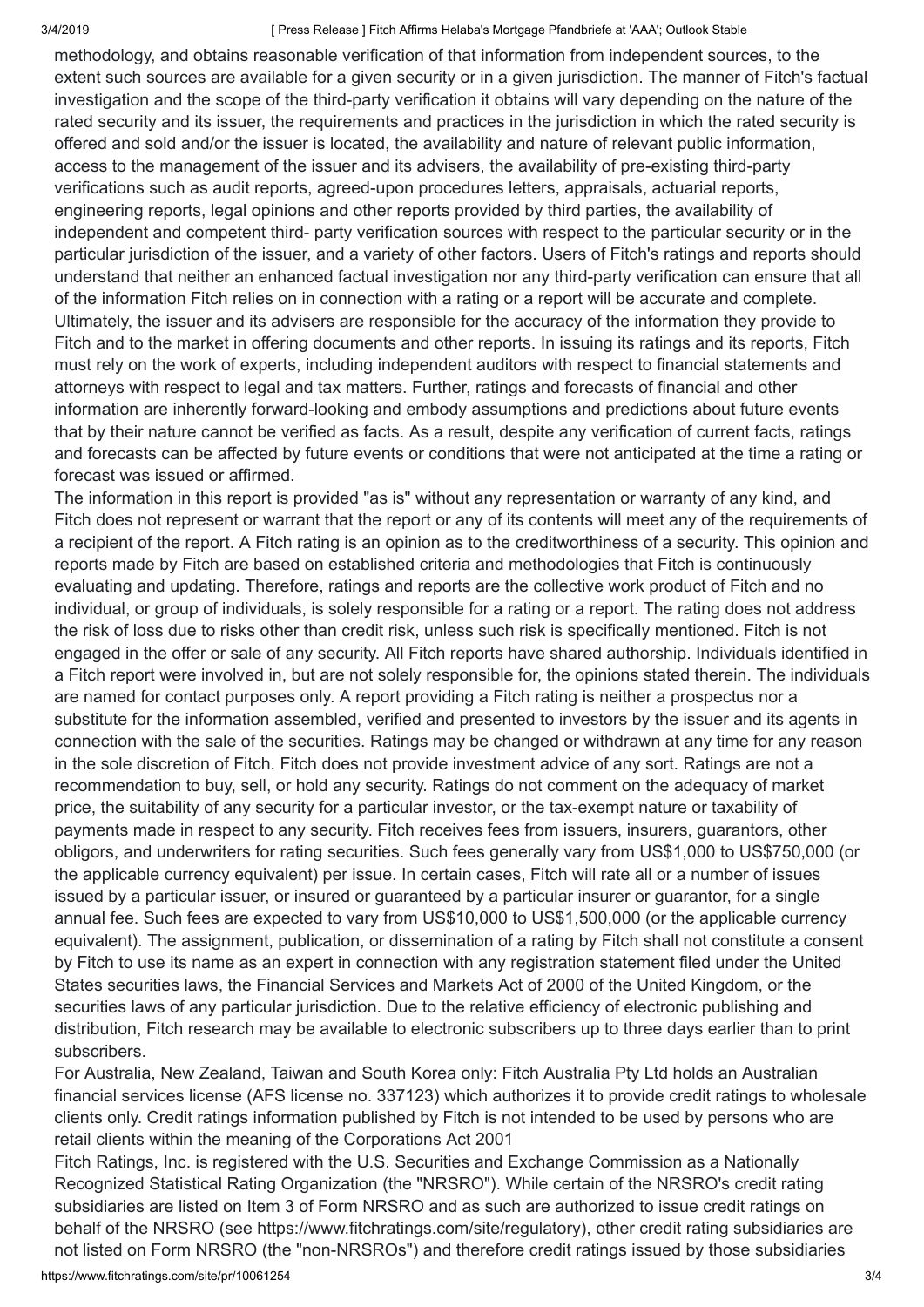methodology, and obtains reasonable verification of that information from independent sources, to the extent such sources are available for a given security or in a given jurisdiction. The manner of Fitch's factual investigation and the scope of the third-party verification it obtains will vary depending on the nature of the rated security and its issuer, the requirements and practices in the jurisdiction in which the rated security is offered and sold and/or the issuer is located, the availability and nature of relevant public information, access to the management of the issuer and its advisers, the availability of pre-existing third-party verifications such as audit reports, agreed-upon procedures letters, appraisals, actuarial reports, engineering reports, legal opinions and other reports provided by third parties, the availability of independent and competent third- party verification sources with respect to the particular security or in the particular jurisdiction of the issuer, and a variety of other factors. Users of Fitch's ratings and reports should understand that neither an enhanced factual investigation nor any third-party verification can ensure that all of the information Fitch relies on in connection with a rating or a report will be accurate and complete. Ultimately, the issuer and its advisers are responsible for the accuracy of the information they provide to Fitch and to the market in offering documents and other reports. In issuing its ratings and its reports, Fitch must rely on the work of experts, including independent auditors with respect to financial statements and attorneys with respect to legal and tax matters. Further, ratings and forecasts of financial and other information are inherently forward-looking and embody assumptions and predictions about future events that by their nature cannot be verified as facts. As a result, despite any verification of current facts, ratings and forecasts can be affected by future events or conditions that were not anticipated at the time a rating or forecast was issued or affirmed.

The information in this report is provided "as is" without any representation or warranty of any kind, and Fitch does not represent or warrant that the report or any of its contents will meet any of the requirements of a recipient of the report. A Fitch rating is an opinion as to the creditworthiness of a security. This opinion and reports made by Fitch are based on established criteria and methodologies that Fitch is continuously evaluating and updating. Therefore, ratings and reports are the collective work product of Fitch and no individual, or group of individuals, is solely responsible for a rating or a report. The rating does not address the risk of loss due to risks other than credit risk, unless such risk is specifically mentioned. Fitch is not engaged in the offer or sale of any security. All Fitch reports have shared authorship. Individuals identified in a Fitch report were involved in, but are not solely responsible for, the opinions stated therein. The individuals are named for contact purposes only. A report providing a Fitch rating is neither a prospectus nor a substitute for the information assembled, verified and presented to investors by the issuer and its agents in connection with the sale of the securities. Ratings may be changed or withdrawn at any time for any reason in the sole discretion of Fitch. Fitch does not provide investment advice of any sort. Ratings are not a recommendation to buy, sell, or hold any security. Ratings do not comment on the adequacy of market price, the suitability of any security for a particular investor, or the tax-exempt nature or taxability of payments made in respect to any security. Fitch receives fees from issuers, insurers, guarantors, other obligors, and underwriters for rating securities. Such fees generally vary from US$1,000 to US$750,000 (or the applicable currency equivalent) per issue. In certain cases, Fitch will rate all or a number of issues issued by a particular issuer, or insured or guaranteed by a particular insurer or guarantor, for a single annual fee. Such fees are expected to vary from US$10,000 to US$1,500,000 (or the applicable currency equivalent). The assignment, publication, or dissemination of a rating by Fitch shall not constitute a consent by Fitch to use its name as an expert in connection with any registration statement filed under the United States securities laws, the Financial Services and Markets Act of 2000 of the United Kingdom, or the securities laws of any particular jurisdiction. Due to the relative efficiency of electronic publishing and distribution, Fitch research may be available to electronic subscribers up to three days earlier than to print subscribers.

For Australia, New Zealand, Taiwan and South Korea only: Fitch Australia Pty Ltd holds an Australian financial services license (AFS license no. 337123) which authorizes it to provide credit ratings to wholesale clients only. Credit ratings information published by Fitch is not intended to be used by persons who are retail clients within the meaning of the Corporations Act 2001

Fitch Ratings, Inc. is registered with the U.S. Securities and Exchange Commission as a Nationally Recognized Statistical Rating Organization (the "NRSRO"). While certain of the NRSRO's credit rating subsidiaries are listed on Item 3 of Form NRSRO and as such are authorized to issue credit ratings on behalf of the NRSRO (see https://www.fitchratings.com/site/regulatory), other credit rating subsidiaries are not listed on Form NRSRO (the "non-NRSROs") and therefore credit ratings issued by those subsidiaries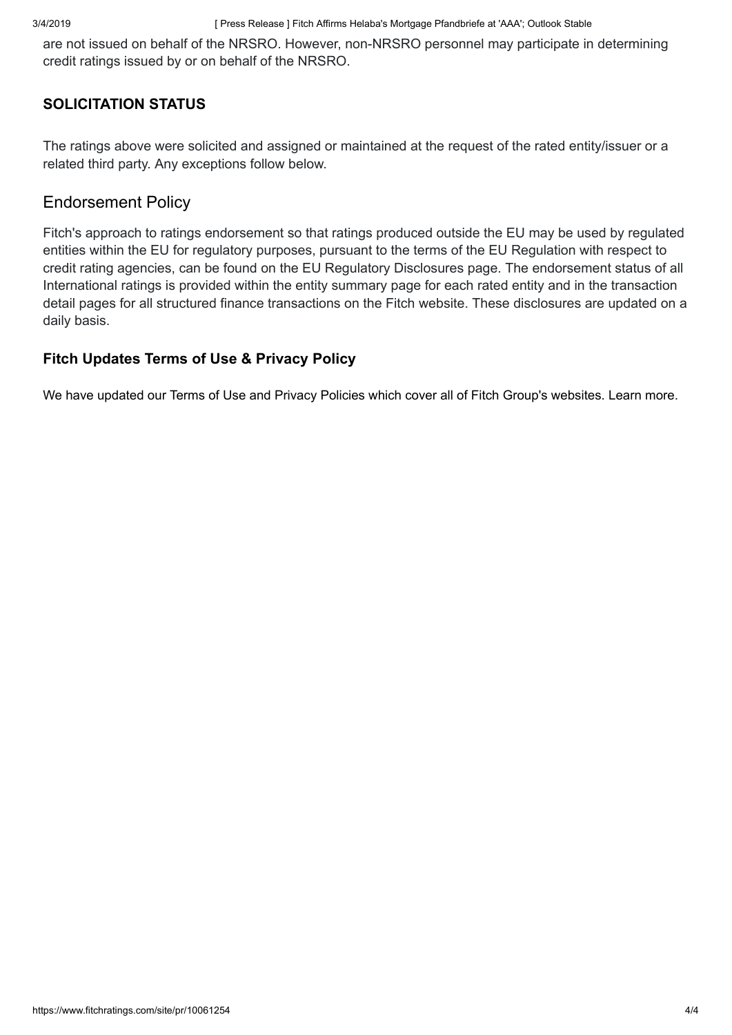are not issued on behalf of the NRSRO. However, non-NRSRO personnel may participate in determining credit ratings issued by or on behalf of the NRSRO.

### SOLICITATION STATUS

The ratings above were solicited and assigned or maintained at the request of the rated entity/issuer or a related third party. Any exceptions follow below.

## Endorsement Policy

Fitch's approach to ratings endorsement so that ratings produced outside the EU may be used by regulated entities within the EU for regulatory purposes, pursuant to the terms of the EU Regulation with respect to credit rating agencies, can be found on the EU Regulatory Disclosures page. The endorsement status of all International ratings is provided within the entity summary page for each rated entity and in the transaction detail pages for all structured finance transactions on the Fitch website. These disclosures are updated on a daily basis.

### Fitch Updates Terms of Use & Privacy Policy

We have updated our Terms of Use and Privacy Policies which cover all of Fitch Group's websites. Learn more.